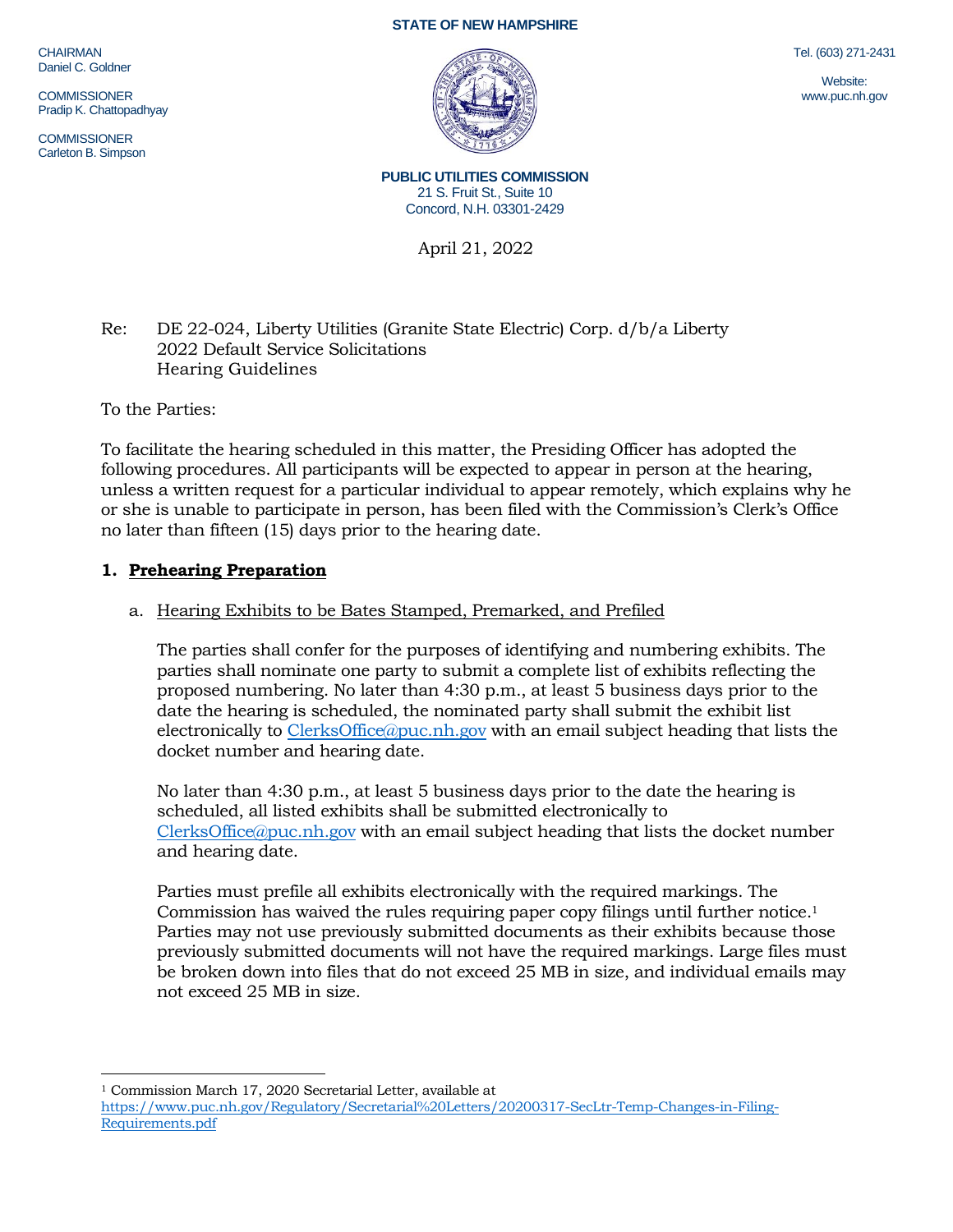STATE OF NEW HAMPSHIRE

CHAIRMAN
Daniel C. Goldner

COMMISSIONER
Pradip K. Chattopadhyay

COMMISSIONER
Carleton B. Simpson

Tel. (603) 271-2431

Website:
www.puc.nh.gov

**PUBLIC UTILITIES COMMISSION**
21 S. Fruit St., Suite 10
Concord, N.H. 03301-2429

April 21, 2022

Re: DE 22-024, Liberty Utilities (Granite State Electric) Corp. d/b/a Liberty
2022 Default Service Solicitations
Hearing Guidelines

To the Parties:

To facilitate the hearing scheduled in this matter, the Presiding Officer has adopted the following procedures. All participants will be expected to appear in person at the hearing, unless a written request for a particular individual to appear remotely, which explains why he or she is unable to participate in person, has been filed with the Commission's Clerk's Office no later than fifteen (15) days prior to the hearing date.

## 1. Prehearing Preparation

a. Hearing Exhibits to be Bates Stamped, Premarked, and Prefiled

The parties shall confer for the purposes of identifying and numbering exhibits. The parties shall nominate one party to submit a complete list of exhibits reflecting the proposed numbering. No later than 4:30 p.m., at least 5 business days prior to the date the hearing is scheduled, the nominated party shall submit the exhibit list electronically to ClerksOffice@puc.nh.gov with an email subject heading that lists the docket number and hearing date.

No later than 4:30 p.m., at least 5 business days prior to the date the hearing is scheduled, all listed exhibits shall be submitted electronically to ClerksOffice@puc.nh.gov with an email subject heading that lists the docket number and hearing date.

Parties must prefile all exhibits electronically with the required markings. The Commission has waived the rules requiring paper copy filings until further notice.[1] Parties may not use previously submitted documents as their exhibits because those previously submitted documents will not have the required markings. Large files must be broken down into files that do not exceed 25 MB in size, and individual emails may not exceed 25 MB in size.

---

[1] Commission March 17, 2020 Secretarial Letter, available at https://www.puc.nh.gov/Regulatory/Secretarial%20Letters/20200317-SecLtr-Temp-Changes-in-Filing-Requirements.pdf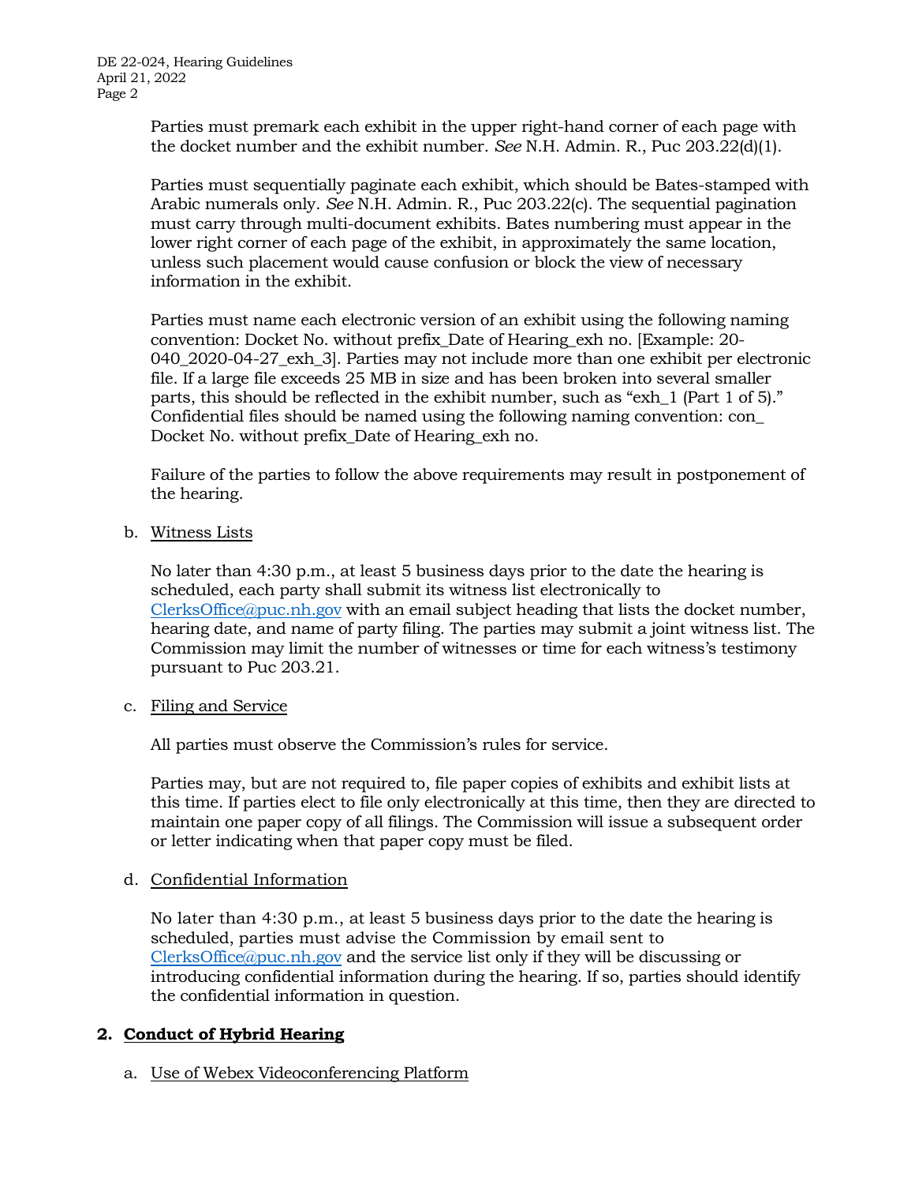Parties must premark each exhibit in the upper right-hand corner of each page with the docket number and the exhibit number. *See* N.H. Admin. R., Puc 203.22(d)(1).

Parties must sequentially paginate each exhibit, which should be Bates-stamped with Arabic numerals only. *See* N.H. Admin. R., Puc 203.22(c). The sequential pagination must carry through multi-document exhibits. Bates numbering must appear in the lower right corner of each page of the exhibit, in approximately the same location, unless such placement would cause confusion or block the view of necessary information in the exhibit.

Parties must name each electronic version of an exhibit using the following naming convention: Docket No. without prefix_Date of Hearing_exh no. [Example: 20-040_2020-04-27_exh_3]. Parties may not include more than one exhibit per electronic file. If a large file exceeds 25 MB in size and has been broken into several smaller parts, this should be reflected in the exhibit number, such as "exh_1 (Part 1 of 5)." Confidential files should be named using the following naming convention: con_ Docket No. without prefix_Date of Hearing_exh no.

Failure of the parties to follow the above requirements may result in postponement of the hearing.

b. Witness Lists

No later than 4:30 p.m., at least 5 business days prior to the date the hearing is scheduled, each party shall submit its witness list electronically to ClerksOffice@puc.nh.gov with an email subject heading that lists the docket number, hearing date, and name of party filing. The parties may submit a joint witness list. The Commission may limit the number of witnesses or time for each witness's testimony pursuant to Puc 203.21.

c. Filing and Service

All parties must observe the Commission's rules for service.

Parties may, but are not required to, file paper copies of exhibits and exhibit lists at this time. If parties elect to file only electronically at this time, then they are directed to maintain one paper copy of all filings. The Commission will issue a subsequent order or letter indicating when that paper copy must be filed.

d. Confidential Information

No later than 4:30 p.m., at least 5 business days prior to the date the hearing is scheduled, parties must advise the Commission by email sent to ClerksOffice@puc.nh.gov and the service list only if they will be discussing or introducing confidential information during the hearing. If so, parties should identify the confidential information in question.

## 2. Conduct of Hybrid Hearing

a. Use of Webex Videoconferencing Platform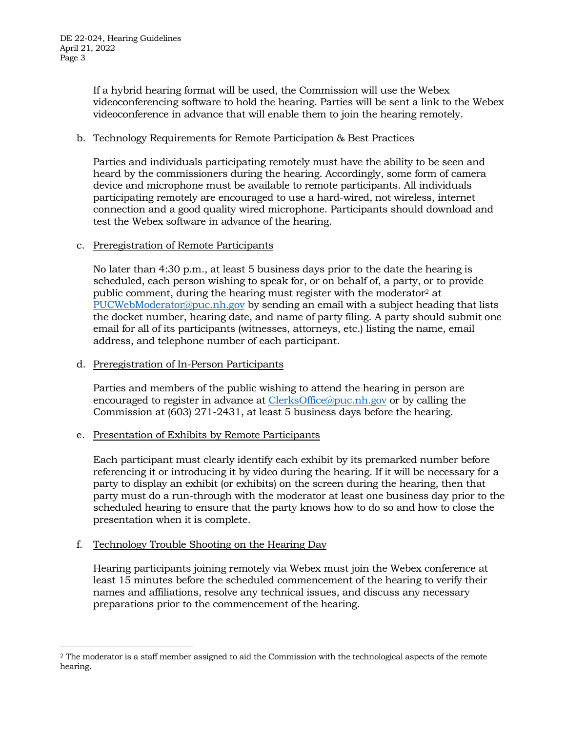If a hybrid hearing format will be used, the Commission will use the Webex videoconferencing software to hold the hearing. Parties will be sent a link to the Webex videoconference in advance that will enable them to join the hearing remotely.

b. Technology Requirements for Remote Participation & Best Practices

Parties and individuals participating remotely must have the ability to be seen and heard by the commissioners during the hearing. Accordingly, some form of camera device and microphone must be available to remote participants. All individuals participating remotely are encouraged to use a hard-wired, not wireless, internet connection and a good quality wired microphone. Participants should download and test the Webex software in advance of the hearing.

c. Preregistration of Remote Participants

No later than 4:30 p.m., at least 5 business days prior to the date the hearing is scheduled, each person wishing to speak for, or on behalf of, a party, or to provide public comment, during the hearing must register with the moderator[2] at PUCWebModerator@puc.nh.gov by sending an email with a subject heading that lists the docket number, hearing date, and name of party filing. A party should submit one email for all of its participants (witnesses, attorneys, etc.) listing the name, email address, and telephone number of each participant.

d. Preregistration of In-Person Participants

Parties and members of the public wishing to attend the hearing in person are encouraged to register in advance at ClerksOffice@puc.nh.gov or by calling the Commission at (603) 271-2431, at least 5 business days before the hearing.

e. Presentation of Exhibits by Remote Participants

Each participant must clearly identify each exhibit by its premarked number before referencing it or introducing it by video during the hearing. If it will be necessary for a party to display an exhibit (or exhibits) on the screen during the hearing, then that party must do a run-through with the moderator at least one business day prior to the scheduled hearing to ensure that the party knows how to do so and how to close the presentation when it is complete.

f. Technology Trouble Shooting on the Hearing Day

Hearing participants joining remotely via Webex must join the Webex conference at least 15 minutes before the scheduled commencement of the hearing to verify their names and affiliations, resolve any technical issues, and discuss any necessary preparations prior to the commencement of the hearing.

[2] The moderator is a staff member assigned to aid the Commission with the technological aspects of the remote hearing.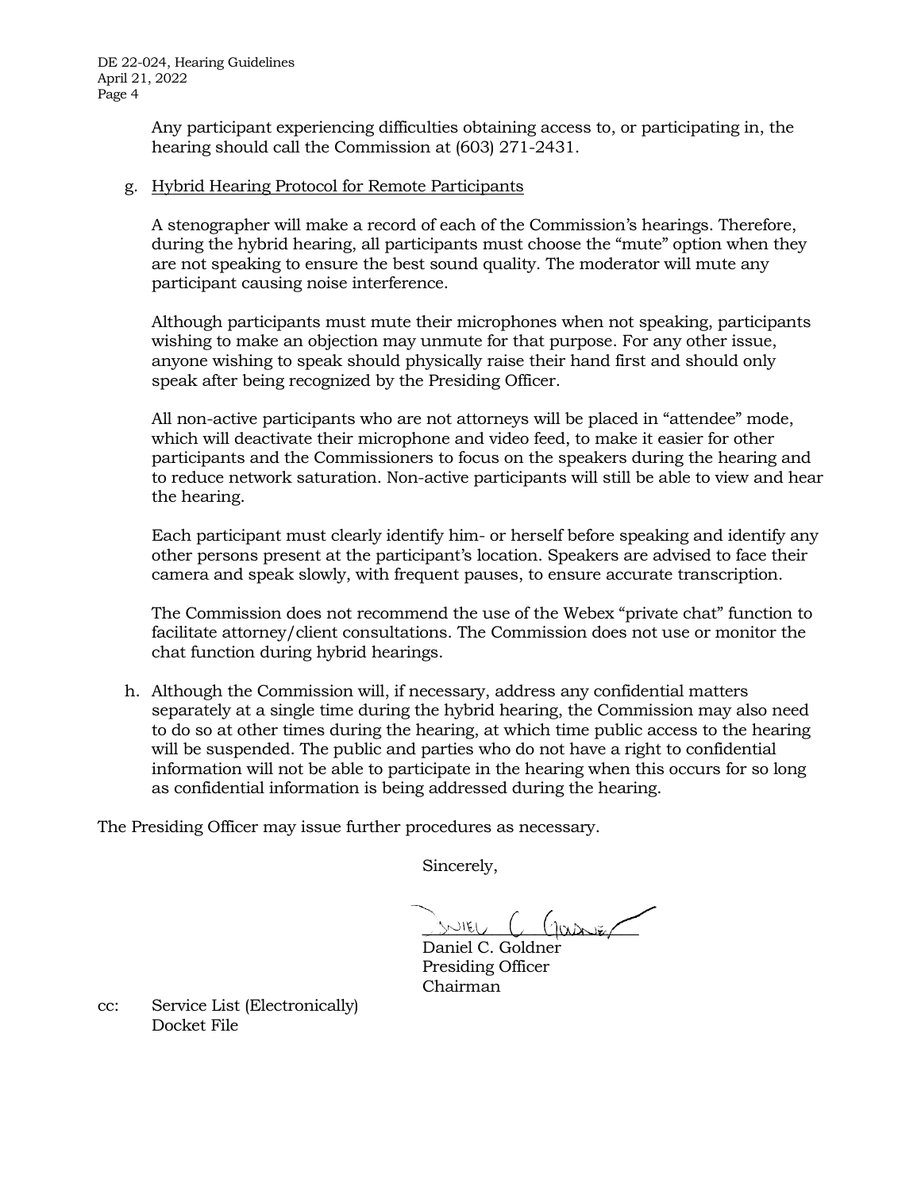Any participant experiencing difficulties obtaining access to, or participating in, the hearing should call the Commission at (603) 271-2431.

g. Hybrid Hearing Protocol for Remote Participants

A stenographer will make a record of each of the Commission's hearings. Therefore, during the hybrid hearing, all participants must choose the "mute" option when they are not speaking to ensure the best sound quality. The moderator will mute any participant causing noise interference.

Although participants must mute their microphones when not speaking, participants wishing to make an objection may unmute for that purpose. For any other issue, anyone wishing to speak should physically raise their hand first and should only speak after being recognized by the Presiding Officer.

All non-active participants who are not attorneys will be placed in "attendee" mode, which will deactivate their microphone and video feed, to make it easier for other participants and the Commissioners to focus on the speakers during the hearing and to reduce network saturation. Non-active participants will still be able to view and hear the hearing.

Each participant must clearly identify him- or herself before speaking and identify any other persons present at the participant's location. Speakers are advised to face their camera and speak slowly, with frequent pauses, to ensure accurate transcription.

The Commission does not recommend the use of the Webex "private chat" function to facilitate attorney/client consultations. The Commission does not use or monitor the chat function during hybrid hearings.

h. Although the Commission will, if necessary, address any confidential matters separately at a single time during the hybrid hearing, the Commission may also need to do so at other times during the hearing, at which time public access to the hearing will be suspended. The public and parties who do not have a right to confidential information will not be able to participate in the hearing when this occurs for so long as confidential information is being addressed during the hearing.

The Presiding Officer may issue further procedures as necessary.

Sincerely,

Daniel C. Goldner
Presiding Officer
Chairman

cc: Service List (Electronically)
Docket File